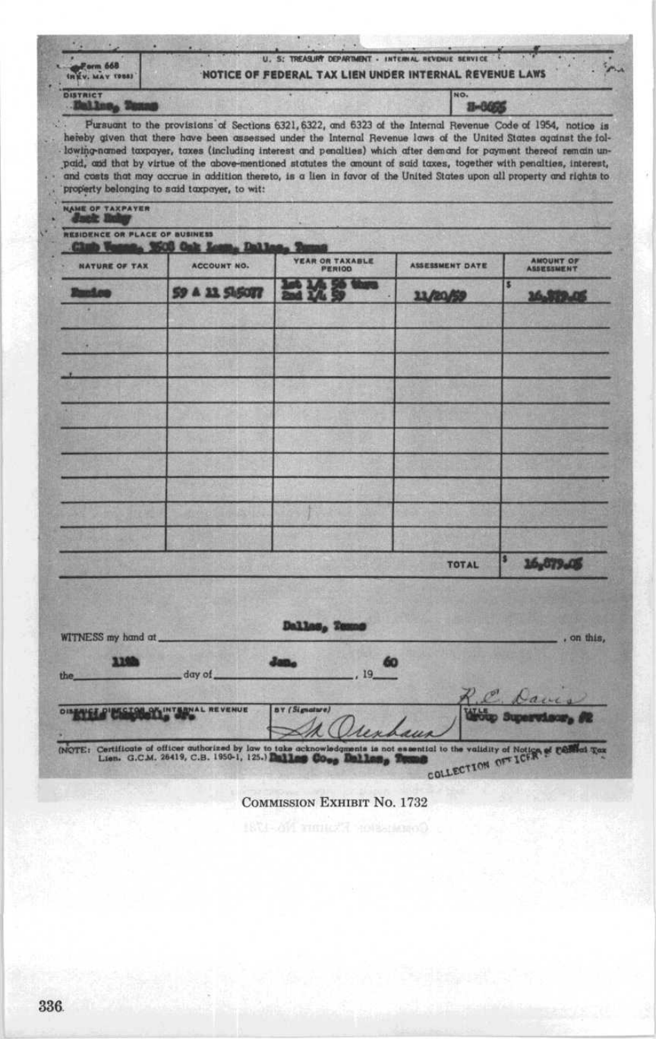Form 668 (REV. MAY 1958)

U. S. TREASURY DEPARTMENT - INTERNAL REVENUE SERVICE

**NOTICE OF FEDERAL TAX LIEN UNDER INTERNAL REVENUE LAWS**

DISTRICT: Dallas, Texas

NO.: 8-0655

Pursuant to the provisions of Sections 6321, 6322, and 6323 of the Internal Revenue Code of 1954, notice is hereby given that there have been assessed under the Internal Revenue laws of the United States against the following-named taxpayer, taxes (including interest and penalties) which after demand for payment thereof remain unpaid, and that by virtue of the above-mentioned statutes the amount of said taxes, together with penalties, interest, and costs that may accrue in addition thereto, is a lien in favor of the United States upon all property and rights to property belonging to said taxpayer, to wit:

NAME OF TAXPAYER: Jack Ruby

RESIDENCE OR PLACE OF BUSINESS: Club Vegas, 3508 Oak Lawn, Dallas, Texas

| NATURE OF TAX | ACCOUNT NO. | YEAR OR TAXABLE PERIOD | ASSESSMENT DATE | AMOUNT OF ASSESSMENT |
|---|---|---|---|---|
| Excise | 59 A 13 545077 | 1st 1/4 56 thru 2nd 1/4 59 | 11/20/59 | $ 16,879.05 |
| | | | | |
| | | | TOTAL | $ 16,879.05 |

WITNESS my hand at Dallas, Texas, on this, the 11th day of Jan., 1960

DISTRICT DIRECTOR OF INTERNAL REVENUE: Ellis Campbell, Jr.

BY (Signature): [signature]

TITLE: Group Supervisor, #2

R. C. Davis
COLLECTION OFFICER

(NOTE: Certificate of officer authorized by law to take acknowledgments is not essential to the validity of Notice of Federal Tax Lien. G.C.M. 26419, C.B. 1950-1, 125.) Dallas Co., Dallas, Texas

COMMISSION EXHIBIT No. 1732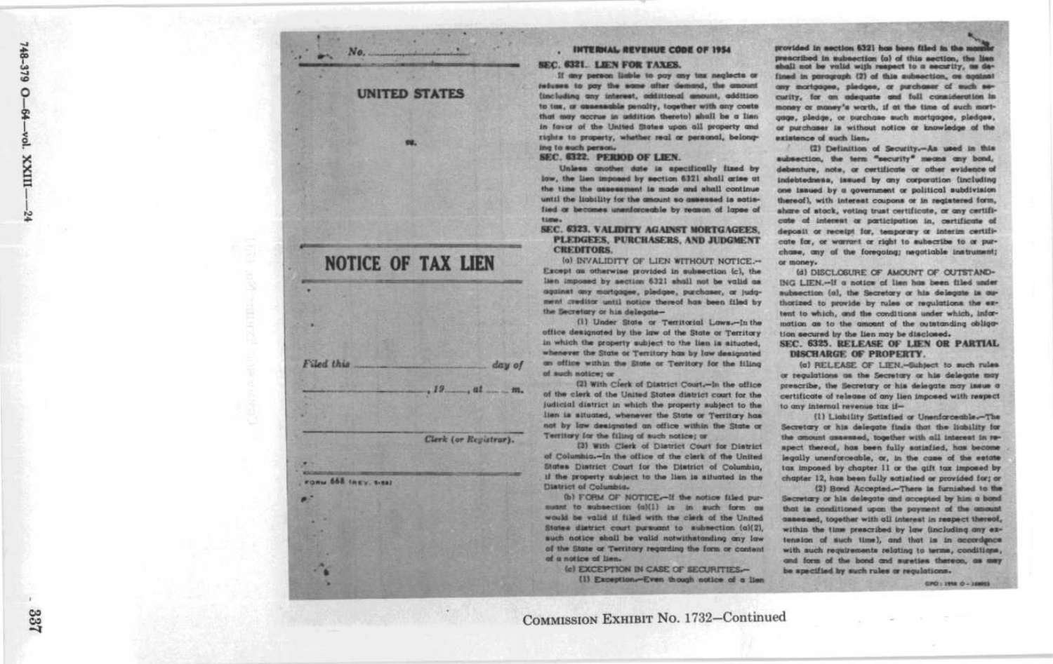No. ..............................

UNITED STATES

vs.

NOTICE OF TAX LIEN

*Filed this* ________________ *day of*

________________, 19___, at ___ m.

________________
*Clerk (or Registrar).*

FORM 668 (REV. 9-58)

## INTERNAL REVENUE CODE OF 1954

### SEC. 6321. LIEN FOR TAXES.

If any person liable to pay any tax neglects or refuses to pay the same after demand, the amount (including any interest, additional amount, addition to tax, or assessable penalty, together with any costs that may accrue in addition thereto) shall be a lien in favor of the United States upon all property and rights to property, whether real or personal, belonging to such person.

### SEC. 6322. PERIOD OF LIEN.

Unless another date is specifically fixed by law, the lien imposed by section 6321 shall arise at the time the assessment is made and shall continue until the liability for the amount so assessed is satisfied or becomes unenforceable by reason of lapse of time.

### SEC. 6323. VALIDITY AGAINST MORTGAGEES, PLEDGEES, PURCHASERS, AND JUDGMENT CREDITORS.

(a) INVALIDITY OF LIEN WITHOUT NOTICE.—Except as otherwise provided in subsection (c), the lien imposed by section 6321 shall not be valid as against any mortgagee, pledgee, purchaser, or judgment creditor until notice thereof has been filed by the Secretary or his delegate—

(1) Under State or Territorial Laws.—In the office designated by the law of the State or Territory in which the property subject to the lien is situated, whenever the State or Territory has by law designated an office within the State or Territory for the filing of such notice; or

(2) With Clerk of District Court.—In the office of the clerk of the United States district court for the judicial district in which the property subject to the lien is situated, whenever the State or Territory has not by law designated an office within the State or Territory for the filing of such notice; or

(3) With Clerk of District Court for District of Columbia.—In the office of the clerk of the United States District Court for the District of Columbia, if the property subject to the lien is situated in the District of Columbia.

(b) FORM OF NOTICE.—If the notice filed pursuant to subsection (a)(1) is in such form as would be valid if filed with the clerk of the United States district court pursuant to subsection (a)(2), such notice shall be valid notwithstanding any law of the State or Territory regarding the form or content of a notice of lien.

(c) EXCEPTION IN CASE OF SECURITIES.—

(1) Exception.—Even though notice of a lien provided in section 6321 has been filed in the manner prescribed in subsection (a) of this section, the lien shall not be valid with respect to a security, as defined in paragraph (2) of this subsection, as against any mortgagee, pledgee, or purchaser of such security, for an adequate and full consideration in money or money's worth, if at the time of such mortgage, pledge, or purchase such mortgagee, pledgee, or purchaser is without notice or knowledge of the existence of such lien.

(2) Definition of Security.—As used in this subsection, the term "security" means any bond, debenture, note, or certificate or other evidence of indebtedness, issued by any corporation (including one issued by a government or political subdivision thereof), with interest coupons or in registered form, share of stock, voting trust certificate, or any certificate of interest or participation in, certificate of deposit or receipt for, temporary or interim certificate for, or warrant or right to subscribe to or purchase, any of the foregoing; negotiable instrument; or money.

(d) DISCLOSURE OF AMOUNT OF OUTSTANDING LIEN.—If a notice of lien has been filed under subsection (a), the Secretary or his delegate is authorized to provide by rules or regulations the extent to which, and the conditions under which, information as to the amount of the outstanding obligation secured by the lien may be disclosed.

### SEC. 6325. RELEASE OF LIEN OR PARTIAL DISCHARGE OF PROPERTY.

(a) RELEASE OF LIEN.—Subject to such rules or regulations as the Secretary or his delegate may prescribe, the Secretary or his delegate may issue a certificate of release of any lien imposed with respect to any internal revenue tax if—

(1) Liability Satisfied or Unenforceable.—The Secretary or his delegate finds that the liability for the amount assessed, together with all interest in respect thereof, has been fully satisfied, has become legally unenforceable, or, in the case of the estate tax imposed by chapter 11 or the gift tax imposed by chapter 12, has been fully satisfied or provided for; or

(2) Bond Accepted.—There is furnished to the Secretary or his delegate and accepted by him a bond that is conditioned upon the payment of the amount assessed, together with all interest in respect thereof, within the time prescribed by law (including any extension of such time), and that is in accordance with such requirements relating to terms, conditions, and form of the bond and sureties thereon, as may be specified by such rules or regulations.

GPO : 1958 O - 166803

748-379 O—64—vol. XXIII—24

COMMISSION EXHIBIT No. 1732—Continued